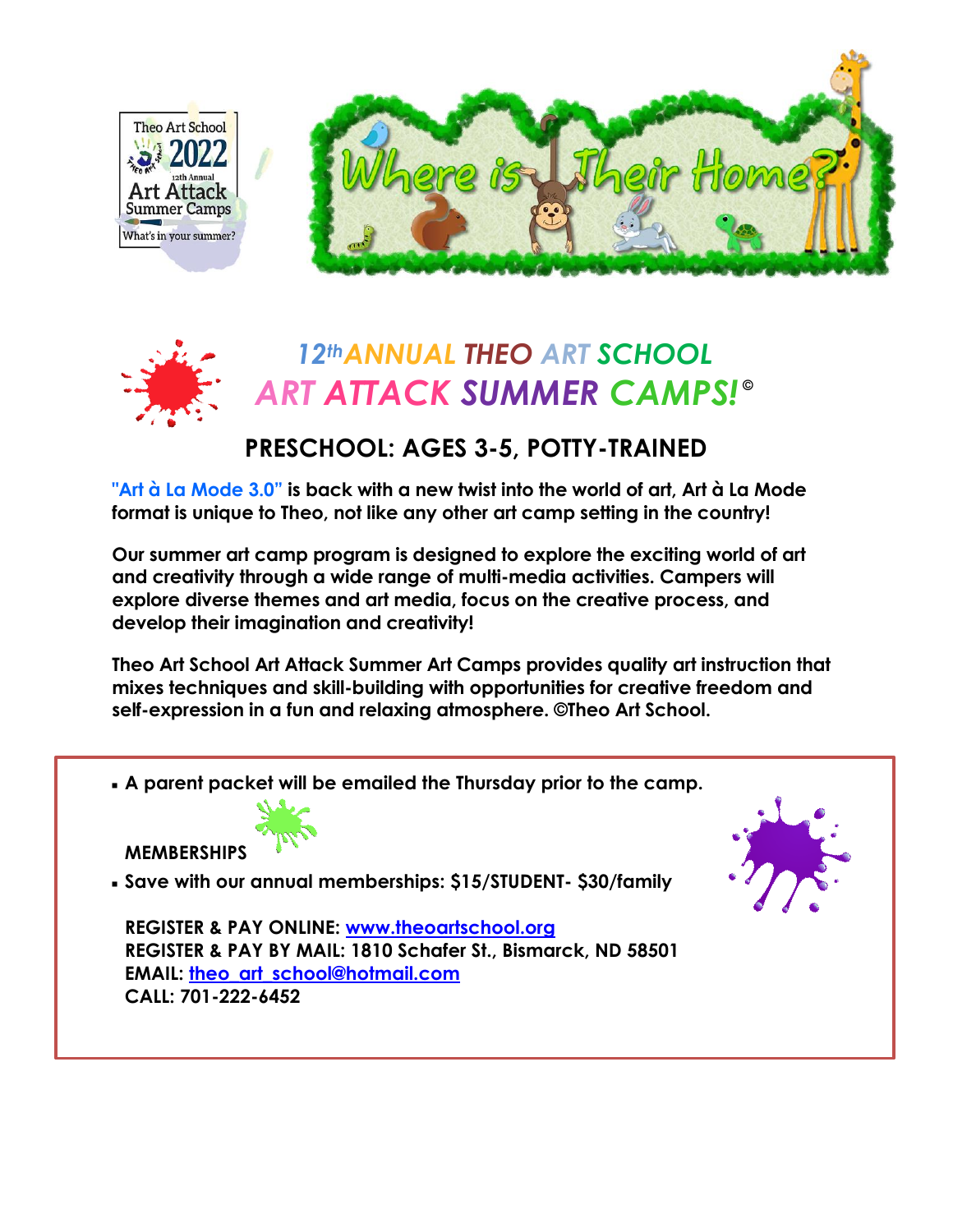Theo Art School 2022
12th Annual
Art Attack
Summer Camps
What's in your summer?

# Where is Their Home?

## 12th ANNUAL THEO ART SCHOOL ART ATTACK SUMMER CAMPS!©

### PRESCHOOL: AGES 3-5, POTTY-TRAINED

**"Art à La Mode 3.0" is back with a new twist into the world of art, Art à La Mode format is unique to Theo, not like any other art camp setting in the country!**

**Our summer art camp program is designed to explore the exciting world of art and creativity through a wide range of multi-media activities. Campers will explore diverse themes and art media, focus on the creative process, and develop their imagination and creativity!**

**Theo Art School Art Attack Summer Art Camps provides quality art instruction that mixes techniques and skill-building with opportunities for creative freedom and self-expression in a fun and relaxing atmosphere. ©Theo Art School.**

- **A parent packet will be emailed the Thursday prior to the camp.**

**MEMBERSHIPS**

- **Save with our annual memberships: $15/STUDENT- $30/family**

**REGISTER & PAY ONLINE: [www.theoartschool.org](http://www.theoartschool.org)**
**REGISTER & PAY BY MAIL: 1810 Schafer St., Bismarck, ND 58501**
**EMAIL: [theo_art_school@hotmail.com](mailto:theo_art_school@hotmail.com)**
**CALL: 701-222-6452**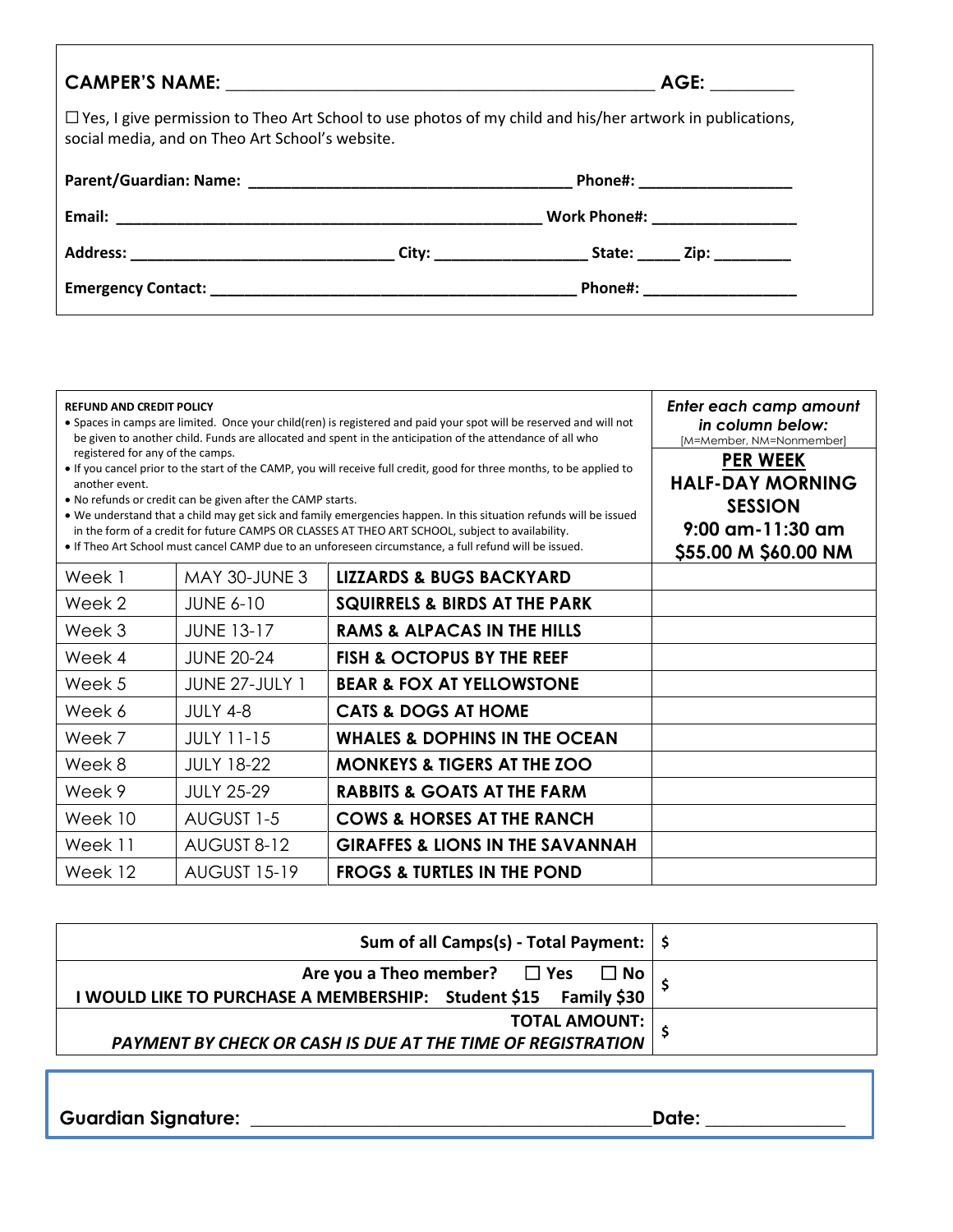**CAMPER'S NAME:** ____________________________________________ **AGE:** ________

☐ Yes, I give permission to Theo Art School to use photos of my child and his/her artwork in publications, social media, and on Theo Art School's website.

**Parent/Guardian: Name:** ____________________________________ **Phone#:** _________________

**Email:** ________________________________________________ **Work Phone#:** ________________

**Address:** ______________________________ **City:** _________________ **State:** _____ **Zip:** _________

**Emergency Contact:** __________________________________________ **Phone#:** _________________

| **REFUND AND CREDIT POLICY**<br>• Spaces in camps are limited. Once your child(ren) is registered and paid your spot will be reserved and will not be given to another child. Funds are allocated and spent in the anticipation of the attendance of all who registered for any of the camps.<br>• If you cancel prior to the start of the CAMP, you will receive full credit, good for three months, to be applied to another event.<br>• No refunds or credit can be given after the CAMP starts.<br>• We understand that a child may get sick and family emergencies happen. In this situation refunds will be issued in the form of a credit for future CAMPS OR CLASSES AT THEO ART SCHOOL, subject to availability.<br>• If Theo Art School must cancel CAMP due to an unforeseen circumstance, a full refund will be issued. | | | ***Enter each camp amount in column below:***<br>[M=Member, NM=Nonmember]<br>**PER WEEK HALF-DAY MORNING SESSION 9:00 am-11:30 am $55.00 M $60.00 NM** |
|---|---|---|---|
| Week 1 | MAY 30-JUNE 3 | **LIZZARDS & BUGS BACKYARD** | |
| Week 2 | JUNE 6-10 | **SQUIRRELS & BIRDS AT THE PARK** | |
| Week 3 | JUNE 13-17 | **RAMS & ALPACAS IN THE HILLS** | |
| Week 4 | JUNE 20-24 | **FISH & OCTOPUS BY THE REEF** | |
| Week 5 | JUNE 27-JULY 1 | **BEAR & FOX AT YELLOWSTONE** | |
| Week 6 | JULY 4-8 | **CATS & DOGS AT HOME** | |
| Week 7 | JULY 11-15 | **WHALES & DOPHINS IN THE OCEAN** | |
| Week 8 | JULY 18-22 | **MONKEYS & TIGERS AT THE ZOO** | |
| Week 9 | JULY 25-29 | **RABBITS & GOATS AT THE FARM** | |
| Week 10 | AUGUST 1-5 | **COWS & HORSES AT THE RANCH** | |
| Week 11 | AUGUST 8-12 | **GIRAFFES & LIONS IN THE SAVANNAH** | |
| Week 12 | AUGUST 15-19 | **FROGS & TURTLES IN THE POND** | |

| | |
|---|---|
| **Sum of all Camps(s) - Total Payment:** | **$** |
| **Are you a Theo member? ☐ Yes ☐ No**<br>**I WOULD LIKE TO PURCHASE A MEMBERSHIP: Student $15 Family $30** | **$** |
| **TOTAL AMOUNT:**<br>***PAYMENT BY CHECK OR CASH IS DUE AT THE TIME OF REGISTRATION*** | **$** |

**Guardian Signature:** __________________________________________ **Date:** ______________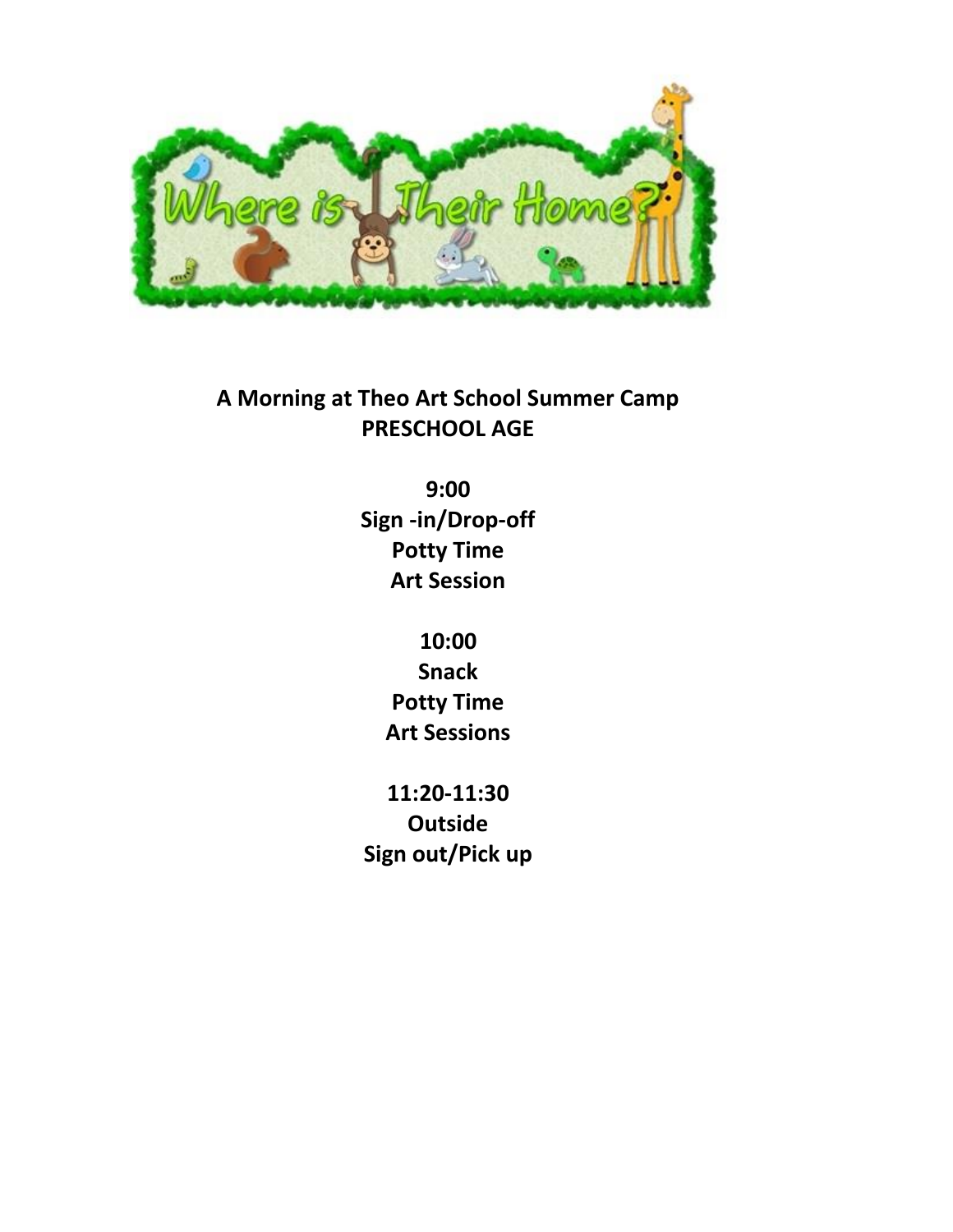Where is Their Home?

**A Morning at Theo Art School Summer Camp**
**PRESCHOOL AGE**

**9:00**
**Sign -in/Drop-off**
**Potty Time**
**Art Session**

**10:00**
**Snack**
**Potty Time**
**Art Sessions**

**11:20-11:30**
**Outside**
**Sign out/Pick up**